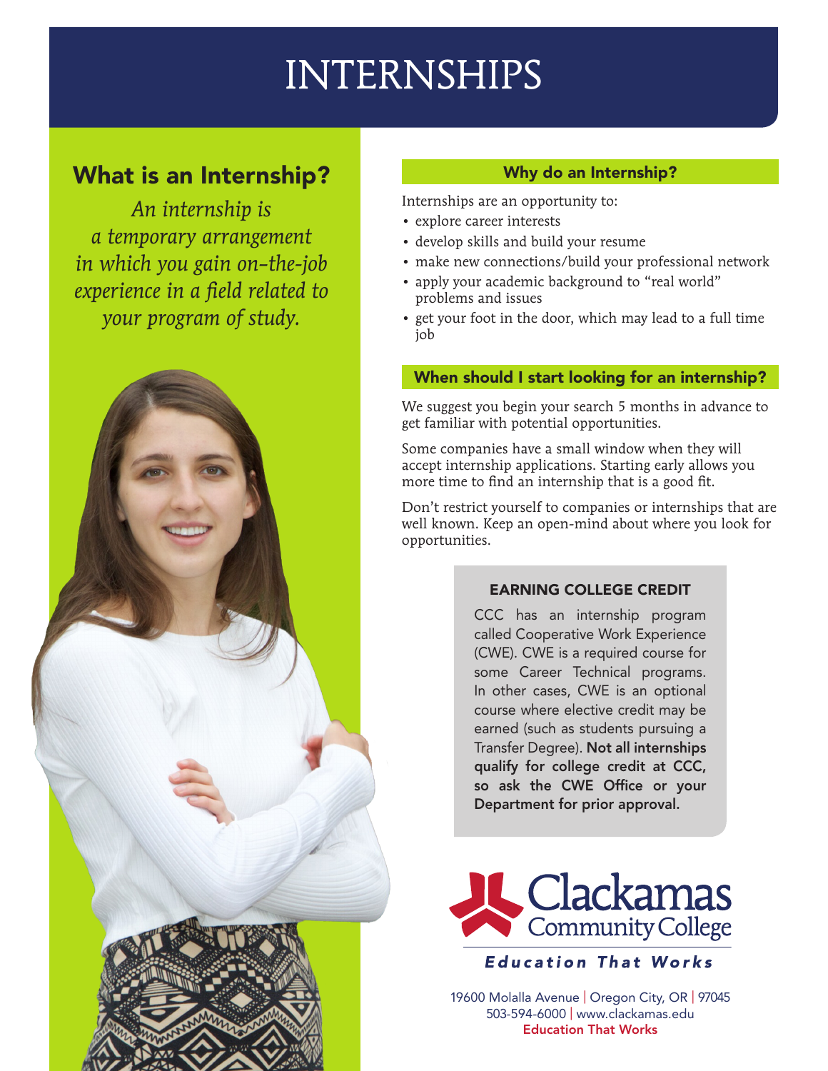# INTERNSHIPS

## What is an Internship?

*An internship is a temporary arrangement in which you gain on-the-job experience in a field related to your program of study.*

### Why do an Internship?

Internships are an opportunity to:

- explore career interests
- develop skills and build your resume
- make new connections/build your professional network
- apply your academic background to "real world" problems and issues
- get your foot in the door, which may lead to a full time job

### When should I start looking for an internship?

We suggest you begin your search 5 months in advance to get familiar with potential opportunities.

Some companies have a small window when they will accept internship applications. Starting early allows you more time to find an internship that is a good fit.

Don't restrict yourself to companies or internships that are well known. Keep an open-mind about where you look for opportunities.

### EARNING COLLEGE CREDIT

CCC has an internship program called Cooperative Work Experience (CWE). CWE is a required course for some Career Technical programs. In other cases, CWE is an optional course where elective credit may be earned (such as students pursuing a Transfer Degree). **Not all internships qualify for college credit at CCC, so ask the CWE Office or your Department for prior approval.**

Clackamas Community College

*Education That Works*

19600 Molalla Avenue | Oregon City, OR | 97045
503-594-6000 | www.clackamas.edu
Education That Works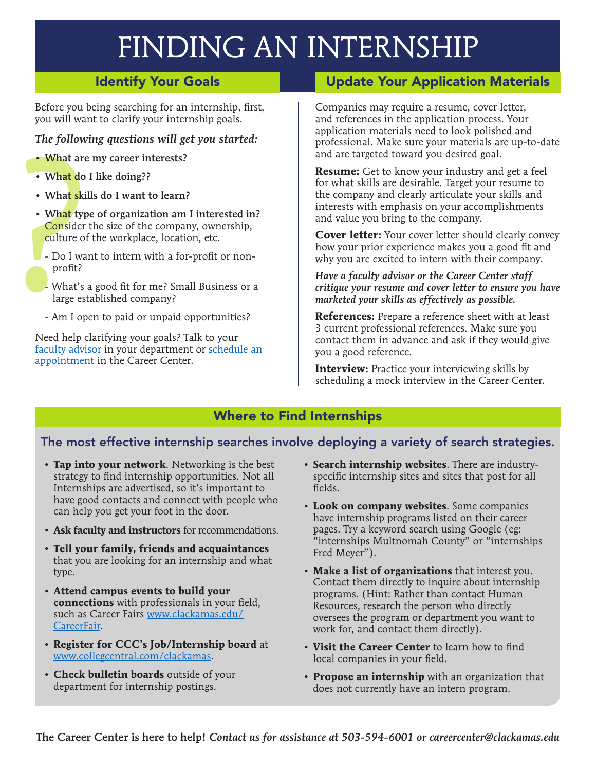# FINDING AN INTERNSHIP

## Identify Your Goals

Before you being searching for an internship, first, you will want to clarify your internship goals.

***The following questions will get you started:***

- **What are my career interests?**
- **What do I like doing??**
- **What skills do I want to learn?**
- **What type of organization am I interested in?** Consider the size of the company, ownership, culture of the workplace, location, etc.
  - Do I want to intern with a for-profit or non-profit?
  - What's a good fit for me? Small Business or a large established company?
  - Am I open to paid or unpaid opportunities?

Need help clarifying your goals? Talk to your faculty advisor in your department or schedule an appointment in the Career Center.

## Update Your Application Materials

Companies may require a resume, cover letter, and references in the application process. Your application materials need to look polished and professional. Make sure your materials are up-to-date and are targeted toward you desired goal.

**Resume:** Get to know your industry and get a feel for what skills are desirable. Target your resume to the company and clearly articulate your skills and interests with emphasis on your accomplishments and value you bring to the company.

**Cover letter:** Your cover letter should clearly convey how your prior experience makes you a good fit and why you are excited to intern with their company.

***Have a faculty advisor or the Career Center staff critique your resume and cover letter to ensure you have marketed your skills as effectively as possible.***

**References:** Prepare a reference sheet with at least 3 current professional references. Make sure you contact them in advance and ask if they would give you a good reference.

**Interview:** Practice your interviewing skills by scheduling a mock interview in the Career Center.

## Where to Find Internships

### The most effective internship searches involve deploying a variety of search strategies.

- **Tap into your network**. Networking is the best strategy to find internship opportunities. Not all Internships are advertised, so it's important to have good contacts and connect with people who can help you get your foot in the door.
- **Ask faculty and instructors** for recommendations.
- **Tell your family, friends and acquaintances** that you are looking for an internship and what type.
- **Attend campus events to build your connections** with professionals in your field, such as Career Fairs www.clackamas.edu/CareerFair.
- **Register for CCC's Job/Internship board** at www.collegcentral.com/clackamas.
- **Check bulletin boards** outside of your department for internship postings.
- **Search internship websites**. There are industry-specific internship sites and sites that post for all fields.
- **Look on company websites**. Some companies have internship programs listed on their career pages. Try a keyword search using Google (eg: "internships Multnomah County" or "internships Fred Meyer").
- **Make a list of organizations** that interest you. Contact them directly to inquire about internship programs. (Hint: Rather than contact Human Resources, research the person who directly oversees the program or department you want to work for, and contact them directly).
- **Visit the Career Center** to learn how to find local companies in your field.
- **Propose an internship** with an organization that does not currently have an intern program.

**The Career Center is here to help!** ***Contact us for assistance at 503-594-6001 or careercenter@clackamas.edu***